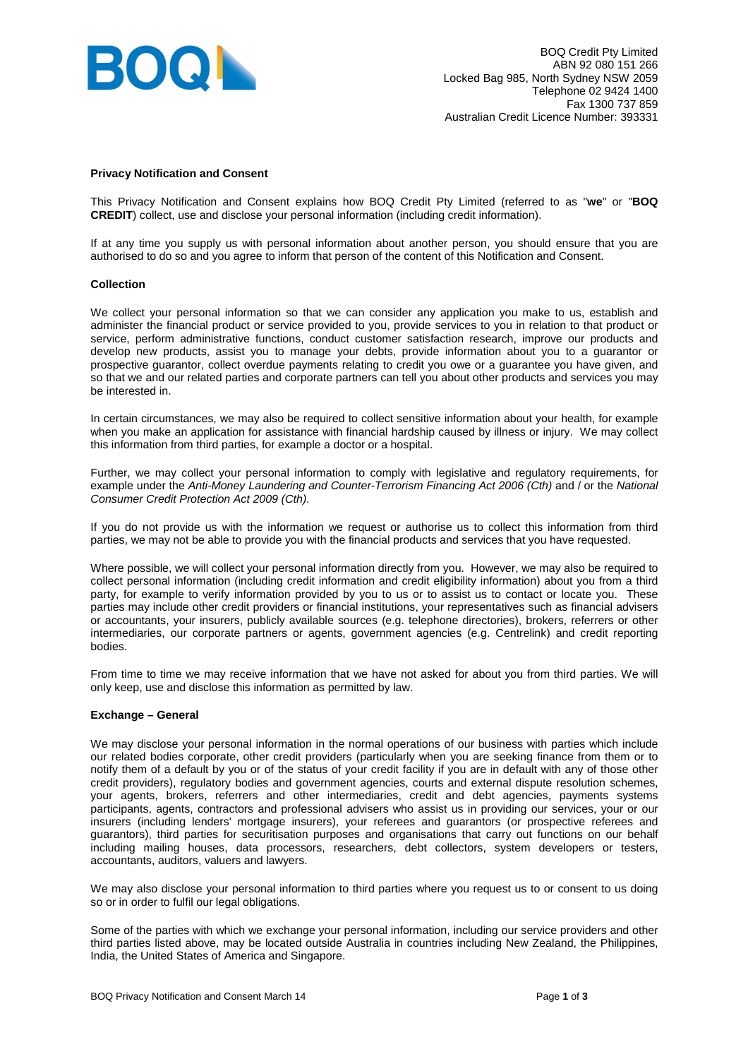BOQ Credit Pty Limited
ABN 92 080 151 266
Locked Bag 985, North Sydney NSW 2059
Telephone 02 9424 1400
Fax 1300 737 859
Australian Credit Licence Number: 393331

## Privacy Notification and Consent

This Privacy Notification and Consent explains how BOQ Credit Pty Limited (referred to as "**we**" or "**BOQ CREDIT**) collect, use and disclose your personal information (including credit information).

If at any time you supply us with personal information about another person, you should ensure that you are authorised to do so and you agree to inform that person of the content of this Notification and Consent.

### Collection

We collect your personal information so that we can consider any application you make to us, establish and administer the financial product or service provided to you, provide services to you in relation to that product or service, perform administrative functions, conduct customer satisfaction research, improve our products and develop new products, assist you to manage your debts, provide information about you to a guarantor or prospective guarantor, collect overdue payments relating to credit you owe or a guarantee you have given, and so that we and our related parties and corporate partners can tell you about other products and services you may be interested in.

In certain circumstances, we may also be required to collect sensitive information about your health, for example when you make an application for assistance with financial hardship caused by illness or injury. We may collect this information from third parties, for example a doctor or a hospital.

Further, we may collect your personal information to comply with legislative and regulatory requirements, for example under the *Anti-Money Laundering and Counter-Terrorism Financing Act 2006 (Cth)* and / or the *National Consumer Credit Protection Act 2009 (Cth)*.

If you do not provide us with the information we request or authorise us to collect this information from third parties, we may not be able to provide you with the financial products and services that you have requested.

Where possible, we will collect your personal information directly from you. However, we may also be required to collect personal information (including credit information and credit eligibility information) about you from a third party, for example to verify information provided by you to us or to assist us to contact or locate you. These parties may include other credit providers or financial institutions, your representatives such as financial advisers or accountants, your insurers, publicly available sources (e.g. telephone directories), brokers, referrers or other intermediaries, our corporate partners or agents, government agencies (e.g. Centrelink) and credit reporting bodies.

From time to time we may receive information that we have not asked for about you from third parties. We will only keep, use and disclose this information as permitted by law.

### Exchange – General

We may disclose your personal information in the normal operations of our business with parties which include our related bodies corporate, other credit providers (particularly when you are seeking finance from them or to notify them of a default by you or of the status of your credit facility if you are in default with any of those other credit providers), regulatory bodies and government agencies, courts and external dispute resolution schemes, your agents, brokers, referrers and other intermediaries, credit and debt agencies, payments systems participants, agents, contractors and professional advisers who assist us in providing our services, your or our insurers (including lenders' mortgage insurers), your referees and guarantors (or prospective referees and guarantors), third parties for securitisation purposes and organisations that carry out functions on our behalf including mailing houses, data processors, researchers, debt collectors, system developers or testers, accountants, auditors, valuers and lawyers.

We may also disclose your personal information to third parties where you request us to or consent to us doing so or in order to fulfil our legal obligations.

Some of the parties with which we exchange your personal information, including our service providers and other third parties listed above, may be located outside Australia in countries including New Zealand, the Philippines, India, the United States of America and Singapore.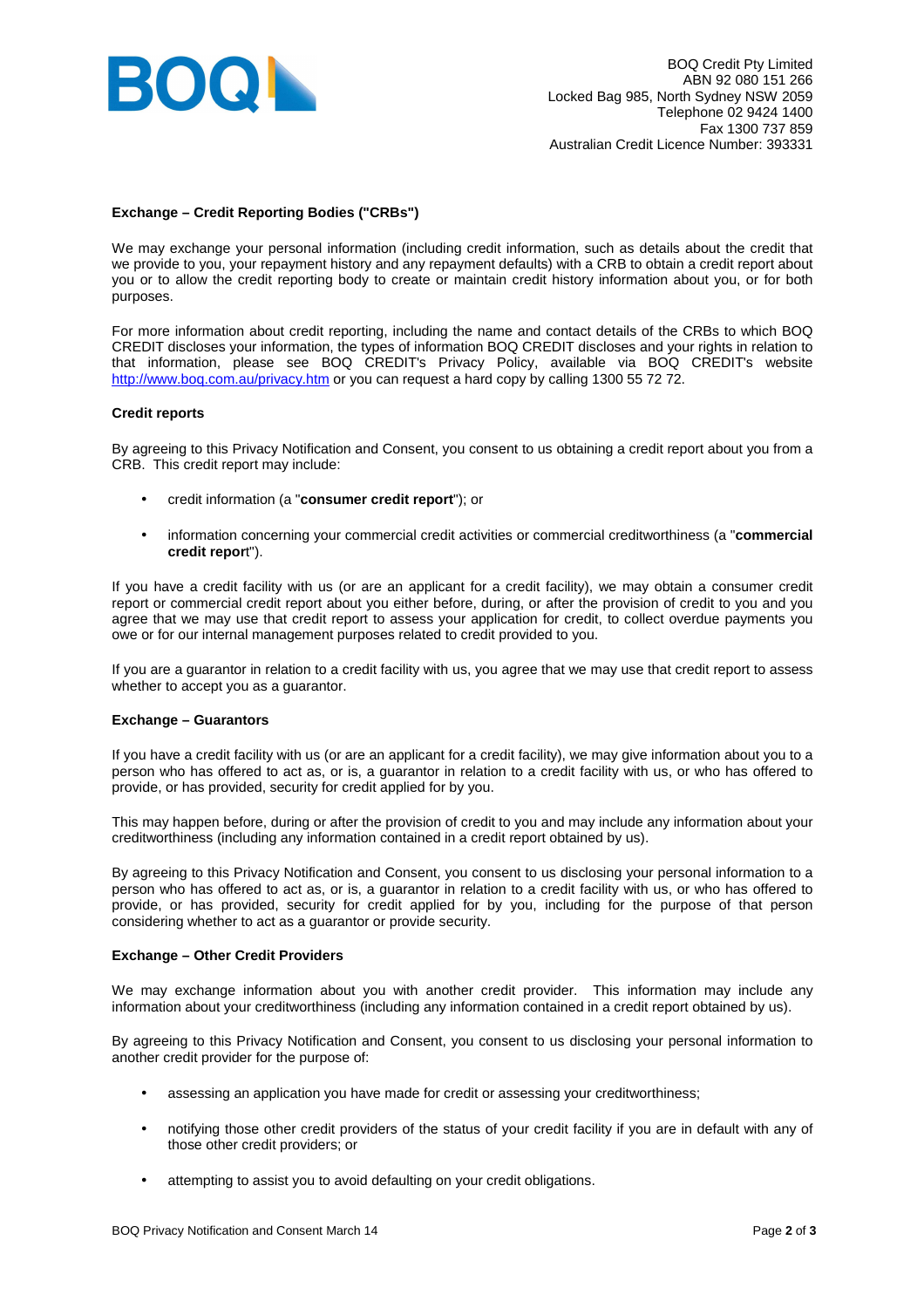BOQ Credit Pty Limited
ABN 92 080 151 266
Locked Bag 985, North Sydney NSW 2059
Telephone 02 9424 1400
Fax 1300 737 859
Australian Credit Licence Number: 393331

### Exchange – Credit Reporting Bodies ("CRBs")

We may exchange your personal information (including credit information, such as details about the credit that we provide to you, your repayment history and any repayment defaults) with a CRB to obtain a credit report about you or to allow the credit reporting body to create or maintain credit history information about you, or for both purposes.

For more information about credit reporting, including the name and contact details of the CRBs to which BOQ CREDIT discloses your information, the types of information BOQ CREDIT discloses and your rights in relation to that information, please see BOQ CREDIT's Privacy Policy, available via BOQ CREDIT's website http://www.boq.com.au/privacy.htm or you can request a hard copy by calling 1300 55 72 72.

### Credit reports

By agreeing to this Privacy Notification and Consent, you consent to us obtaining a credit report about you from a CRB. This credit report may include:

- credit information (a "**consumer credit report**"); or
- information concerning your commercial credit activities or commercial creditworthiness (a "**commercial credit report**").

If you have a credit facility with us (or are an applicant for a credit facility), we may obtain a consumer credit report or commercial credit report about you either before, during, or after the provision of credit to you and you agree that we may use that credit report to assess your application for credit, to collect overdue payments you owe or for our internal management purposes related to credit provided to you.

If you are a guarantor in relation to a credit facility with us, you agree that we may use that credit report to assess whether to accept you as a guarantor.

### Exchange – Guarantors

If you have a credit facility with us (or are an applicant for a credit facility), we may give information about you to a person who has offered to act as, or is, a guarantor in relation to a credit facility with us, or who has offered to provide, or has provided, security for credit applied for by you.

This may happen before, during or after the provision of credit to you and may include any information about your creditworthiness (including any information contained in a credit report obtained by us).

By agreeing to this Privacy Notification and Consent, you consent to us disclosing your personal information to a person who has offered to act as, or is, a guarantor in relation to a credit facility with us, or who has offered to provide, or has provided, security for credit applied for by you, including for the purpose of that person considering whether to act as a guarantor or provide security.

### Exchange – Other Credit Providers

We may exchange information about you with another credit provider. This information may include any information about your creditworthiness (including any information contained in a credit report obtained by us).

By agreeing to this Privacy Notification and Consent, you consent to us disclosing your personal information to another credit provider for the purpose of:

- assessing an application you have made for credit or assessing your creditworthiness;
- notifying those other credit providers of the status of your credit facility if you are in default with any of those other credit providers; or
- attempting to assist you to avoid defaulting on your credit obligations.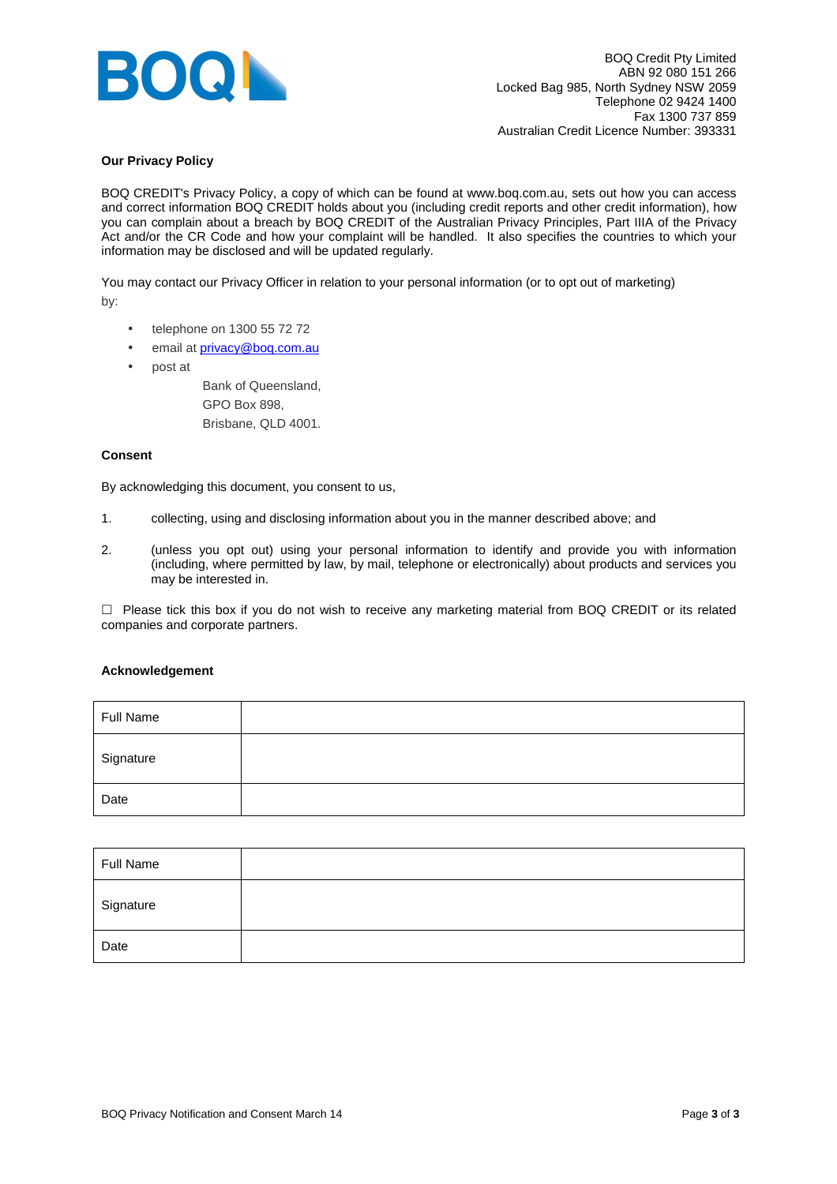BOQ Credit Pty Limited
ABN 92 080 151 266
Locked Bag 985, North Sydney NSW 2059
Telephone 02 9424 1400
Fax 1300 737 859
Australian Credit Licence Number: 393331

**Our Privacy Policy**

BOQ CREDIT's Privacy Policy, a copy of which can be found at www.boq.com.au, sets out how you can access and correct information BOQ CREDIT holds about you (including credit reports and other credit information), how you can complain about a breach by BOQ CREDIT of the Australian Privacy Principles, Part IIIA of the Privacy Act and/or the CR Code and how your complaint will be handled. It also specifies the countries to which your information may be disclosed and will be updated regularly.

You may contact our Privacy Officer in relation to your personal information (or to opt out of marketing) by:

- telephone on 1300 55 72 72
- email at privacy@boq.com.au
- post at

  Bank of Queensland,
  GPO Box 898,
  Brisbane, QLD 4001.

**Consent**

By acknowledging this document, you consent to us,

1. collecting, using and disclosing information about you in the manner described above; and
2. (unless you opt out) using your personal information to identify and provide you with information (including, where permitted by law, by mail, telephone or electronically) about products and services you may be interested in.

☐ Please tick this box if you do not wish to receive any marketing material from BOQ CREDIT or its related companies and corporate partners.

**Acknowledgement**

| | |
|---|---|
| Full Name | |
| Signature | |
| Date | |

| | |
|---|---|
| Full Name | |
| Signature | |
| Date | |

BOQ Privacy Notification and Consent March 14